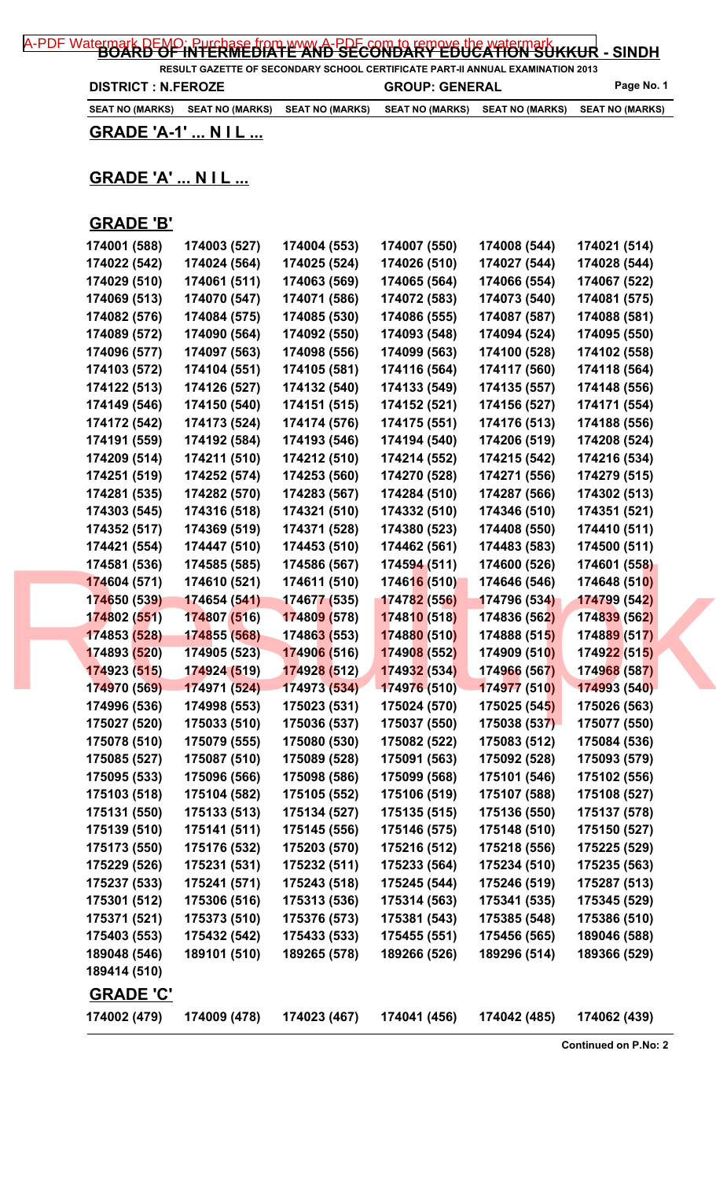# BOARD OF INTERMEDIATE AND SECONDARY EDUCATION SUKKUR - SINDH

RESULT GAZETTE OF SECONDARY SCHOOL CERTIFICATE PART-II ANNUAL EXAMINATION 2013

**DISTRICT : N.FEROZE** **GROUP: GENERAL**

| SEAT NO (MARKS) | SEAT NO (MARKS) | SEAT NO (MARKS) | SEAT NO (MARKS) | SEAT NO (MARKS) | SEAT NO (MARKS) |
|---|---|---|---|---|---|

## GRADE 'A-1' ... N I L ...

## GRADE 'A' ... N I L ...

## GRADE 'B'

| | | | | | |
|---|---|---|---|---|---|
| 174001 (588) | 174003 (527) | 174004 (553) | 174007 (550) | 174008 (544) | 174021 (514) |
| 174022 (542) | 174024 (564) | 174025 (524) | 174026 (510) | 174027 (544) | 174028 (544) |
| 174029 (510) | 174061 (511) | 174063 (569) | 174065 (564) | 174066 (554) | 174067 (522) |
| 174069 (513) | 174070 (547) | 174071 (586) | 174072 (583) | 174073 (540) | 174081 (575) |
| 174082 (576) | 174084 (575) | 174085 (530) | 174086 (555) | 174087 (587) | 174088 (581) |
| 174089 (572) | 174090 (564) | 174092 (550) | 174093 (548) | 174094 (524) | 174095 (550) |
| 174096 (577) | 174097 (563) | 174098 (556) | 174099 (563) | 174100 (528) | 174102 (558) |
| 174103 (572) | 174104 (551) | 174105 (581) | 174116 (564) | 174117 (560) | 174118 (564) |
| 174122 (513) | 174126 (527) | 174132 (540) | 174133 (549) | 174135 (557) | 174148 (556) |
| 174149 (546) | 174150 (540) | 174151 (515) | 174152 (521) | 174156 (527) | 174171 (554) |
| 174172 (542) | 174173 (524) | 174174 (576) | 174175 (551) | 174176 (513) | 174188 (556) |
| 174191 (559) | 174192 (584) | 174193 (546) | 174194 (540) | 174206 (519) | 174208 (524) |
| 174209 (514) | 174211 (510) | 174212 (510) | 174214 (552) | 174215 (542) | 174216 (534) |
| 174251 (519) | 174252 (574) | 174253 (560) | 174270 (528) | 174271 (556) | 174279 (515) |
| 174281 (535) | 174282 (570) | 174283 (567) | 174284 (510) | 174287 (566) | 174302 (513) |
| 174303 (545) | 174316 (518) | 174321 (510) | 174332 (510) | 174346 (510) | 174351 (521) |
| 174352 (517) | 174369 (519) | 174371 (528) | 174380 (523) | 174408 (550) | 174410 (511) |
| 174421 (554) | 174447 (510) | 174453 (510) | 174462 (561) | 174483 (583) | 174500 (511) |
| 174581 (536) | 174585 (585) | 174586 (567) | 174594 (511) | 174600 (526) | 174601 (558) |
| 174604 (571) | 174610 (521) | 174611 (510) | 174616 (510) | 174646 (546) | 174648 (510) |
| 174650 (539) | 174654 (541) | 174677 (535) | 174782 (556) | 174796 (534) | 174799 (542) |
| 174802 (551) | 174807 (516) | 174809 (578) | 174810 (518) | 174836 (562) | 174839 (562) |
| 174853 (528) | 174855 (568) | 174863 (553) | 174880 (510) | 174888 (515) | 174889 (517) |
| 174893 (520) | 174905 (523) | 174906 (516) | 174908 (552) | 174909 (510) | 174922 (515) |
| 174923 (515) | 174924 (519) | 174928 (512) | 174932 (534) | 174966 (567) | 174968 (587) |
| 174970 (569) | 174971 (524) | 174973 (534) | 174976 (510) | 174977 (510) | 174993 (540) |
| 174996 (536) | 174998 (553) | 175023 (531) | 175024 (570) | 175025 (545) | 175026 (563) |
| 175027 (520) | 175033 (510) | 175036 (537) | 175037 (550) | 175038 (537) | 175077 (550) |
| 175078 (510) | 175079 (555) | 175080 (530) | 175082 (522) | 175083 (512) | 175084 (536) |
| 175085 (527) | 175087 (510) | 175089 (528) | 175091 (563) | 175092 (528) | 175093 (579) |
| 175095 (533) | 175096 (566) | 175098 (586) | 175099 (568) | 175101 (546) | 175102 (556) |
| 175103 (518) | 175104 (582) | 175105 (552) | 175106 (519) | 175107 (588) | 175108 (527) |
| 175131 (550) | 175133 (513) | 175134 (527) | 175135 (515) | 175136 (550) | 175137 (578) |
| 175139 (510) | 175141 (511) | 175145 (556) | 175146 (575) | 175148 (510) | 175150 (527) |
| 175173 (550) | 175176 (532) | 175203 (570) | 175216 (512) | 175218 (556) | 175225 (529) |
| 175229 (526) | 175231 (531) | 175232 (511) | 175233 (564) | 175234 (510) | 175235 (563) |
| 175237 (533) | 175241 (571) | 175243 (518) | 175245 (544) | 175246 (519) | 175287 (513) |
| 175301 (512) | 175306 (516) | 175313 (536) | 175314 (563) | 175341 (535) | 175345 (529) |
| 175371 (521) | 175373 (510) | 175376 (573) | 175381 (543) | 175385 (548) | 175386 (510) |
| 175403 (553) | 175432 (542) | 175433 (533) | 175455 (551) | 175456 (565) | 189046 (588) |
| 189048 (546) | 189101 (510) | 189265 (578) | 189266 (526) | 189296 (514) | 189366 (529) |
| 189414 (510) | | | | | |

## GRADE 'C'

| | | | | | |
|---|---|---|---|---|---|
| 174002 (479) | 174009 (478) | 174023 (467) | 174041 (456) | 174042 (485) | 174062 (439) |

**Continued on P.No: 2**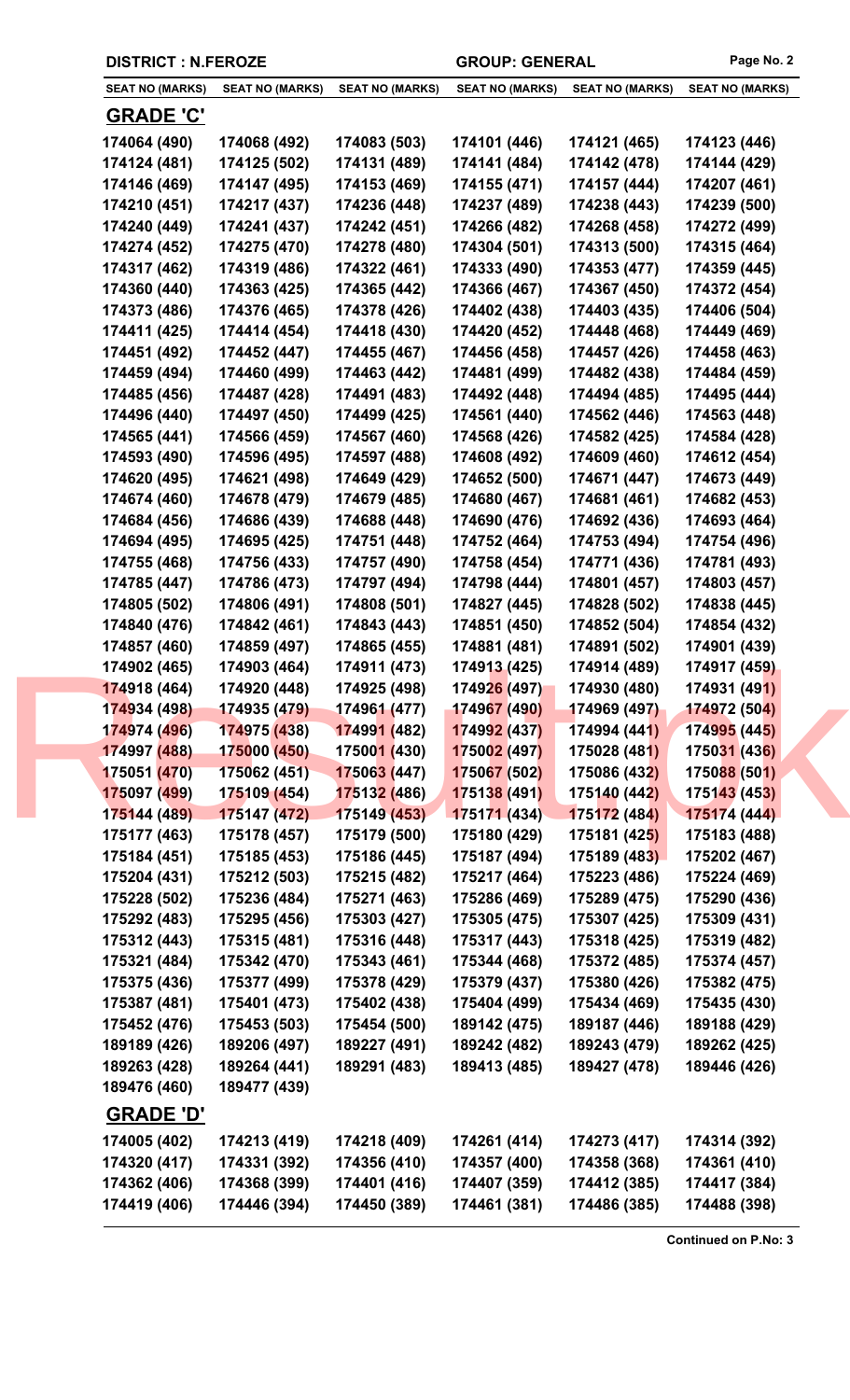DISTRICT : N.FEROZE | GROUP: GENERAL

| SEAT NO (MARKS) | SEAT NO (MARKS) | SEAT NO (MARKS) | SEAT NO (MARKS) | SEAT NO (MARKS) | SEAT NO (MARKS) |
|---|---|---|---|---|---|

## GRADE 'C'

| | | | | | |
|---|---|---|---|---|---|
| 174064 (490) | 174068 (492) | 174083 (503) | 174101 (446) | 174121 (465) | 174123 (446) |
| 174124 (481) | 174125 (502) | 174131 (489) | 174141 (484) | 174142 (478) | 174144 (429) |
| 174146 (469) | 174147 (495) | 174153 (469) | 174155 (471) | 174157 (444) | 174207 (461) |
| 174210 (451) | 174217 (437) | 174236 (448) | 174237 (489) | 174238 (443) | 174239 (500) |
| 174240 (449) | 174241 (437) | 174242 (451) | 174266 (482) | 174268 (458) | 174272 (499) |
| 174274 (452) | 174275 (470) | 174278 (480) | 174304 (501) | 174313 (500) | 174315 (464) |
| 174317 (462) | 174319 (486) | 174322 (461) | 174333 (490) | 174353 (477) | 174359 (445) |
| 174360 (440) | 174363 (425) | 174365 (442) | 174366 (467) | 174367 (450) | 174372 (454) |
| 174373 (486) | 174376 (465) | 174378 (426) | 174402 (438) | 174403 (435) | 174406 (504) |
| 174411 (425) | 174414 (454) | 174418 (430) | 174420 (452) | 174448 (468) | 174449 (469) |
| 174451 (492) | 174452 (447) | 174455 (467) | 174456 (458) | 174457 (426) | 174458 (463) |
| 174459 (494) | 174460 (499) | 174463 (442) | 174481 (499) | 174482 (438) | 174484 (459) |
| 174485 (456) | 174487 (428) | 174491 (483) | 174492 (448) | 174494 (485) | 174495 (444) |
| 174496 (440) | 174497 (450) | 174499 (425) | 174561 (440) | 174562 (446) | 174563 (448) |
| 174565 (441) | 174566 (459) | 174567 (460) | 174568 (426) | 174582 (425) | 174584 (428) |
| 174593 (490) | 174596 (495) | 174597 (488) | 174608 (492) | 174609 (460) | 174612 (454) |
| 174620 (495) | 174621 (498) | 174649 (429) | 174652 (500) | 174671 (447) | 174673 (449) |
| 174674 (460) | 174678 (479) | 174679 (485) | 174680 (467) | 174681 (461) | 174682 (453) |
| 174684 (456) | 174686 (439) | 174688 (448) | 174690 (476) | 174692 (436) | 174693 (464) |
| 174694 (495) | 174695 (425) | 174751 (448) | 174752 (464) | 174753 (494) | 174754 (496) |
| 174755 (468) | 174756 (433) | 174757 (490) | 174758 (454) | 174771 (436) | 174781 (493) |
| 174785 (447) | 174786 (473) | 174797 (494) | 174798 (444) | 174801 (457) | 174803 (457) |
| 174805 (502) | 174806 (491) | 174808 (501) | 174827 (445) | 174828 (502) | 174838 (445) |
| 174840 (476) | 174842 (461) | 174843 (443) | 174851 (450) | 174852 (504) | 174854 (432) |
| 174857 (460) | 174859 (497) | 174865 (455) | 174881 (481) | 174891 (502) | 174901 (439) |
| 174902 (465) | 174903 (464) | 174911 (473) | 174913 (425) | 174914 (489) | 174917 (459) |
| 174918 (464) | 174920 (448) | 174925 (498) | 174926 (497) | 174930 (480) | 174931 (491) |
| 174934 (498) | 174935 (479) | 174961 (477) | 174967 (490) | 174969 (497) | 174972 (504) |
| 174974 (496) | 174975 (438) | 174991 (482) | 174992 (437) | 174994 (441) | 174995 (445) |
| 174997 (488) | 175000 (450) | 175001 (430) | 175002 (497) | 175028 (481) | 175031 (436) |
| 175051 (470) | 175062 (451) | 175063 (447) | 175067 (502) | 175086 (432) | 175088 (501) |
| 175097 (499) | 175109 (454) | 175132 (486) | 175138 (491) | 175140 (442) | 175143 (453) |
| 175144 (489) | 175147 (472) | 175149 (453) | 175171 (434) | 175172 (484) | 175174 (444) |
| 175177 (463) | 175178 (457) | 175179 (500) | 175180 (429) | 175181 (425) | 175183 (488) |
| 175184 (451) | 175185 (453) | 175186 (445) | 175187 (494) | 175189 (483) | 175202 (467) |
| 175204 (431) | 175212 (503) | 175215 (482) | 175217 (464) | 175223 (486) | 175224 (469) |
| 175228 (502) | 175236 (484) | 175271 (463) | 175286 (469) | 175289 (475) | 175290 (436) |
| 175292 (483) | 175295 (456) | 175303 (427) | 175305 (475) | 175307 (425) | 175309 (431) |
| 175312 (443) | 175315 (481) | 175316 (448) | 175317 (443) | 175318 (425) | 175319 (482) |
| 175321 (484) | 175342 (470) | 175343 (461) | 175344 (468) | 175372 (485) | 175374 (457) |
| 175375 (436) | 175377 (499) | 175378 (429) | 175379 (437) | 175380 (426) | 175382 (475) |
| 175387 (481) | 175401 (473) | 175402 (438) | 175404 (499) | 175434 (469) | 175435 (430) |
| 175452 (476) | 175453 (503) | 175454 (500) | 189142 (475) | 189187 (446) | 189188 (429) |
| 189189 (426) | 189206 (497) | 189227 (491) | 189242 (482) | 189243 (479) | 189262 (425) |
| 189263 (428) | 189264 (441) | 189291 (483) | 189413 (485) | 189427 (478) | 189446 (426) |
| 189476 (460) | 189477 (439) | | | | |

## GRADE 'D'

| | | | | | |
|---|---|---|---|---|---|
| 174005 (402) | 174213 (419) | 174218 (409) | 174261 (414) | 174273 (417) | 174314 (392) |
| 174320 (417) | 174331 (392) | 174356 (410) | 174357 (400) | 174358 (368) | 174361 (410) |
| 174362 (406) | 174368 (399) | 174401 (416) | 174407 (359) | 174412 (385) | 174417 (384) |
| 174419 (406) | 174446 (394) | 174450 (389) | 174461 (381) | 174486 (385) | 174488 (398) |

**Continued on P.No: 3**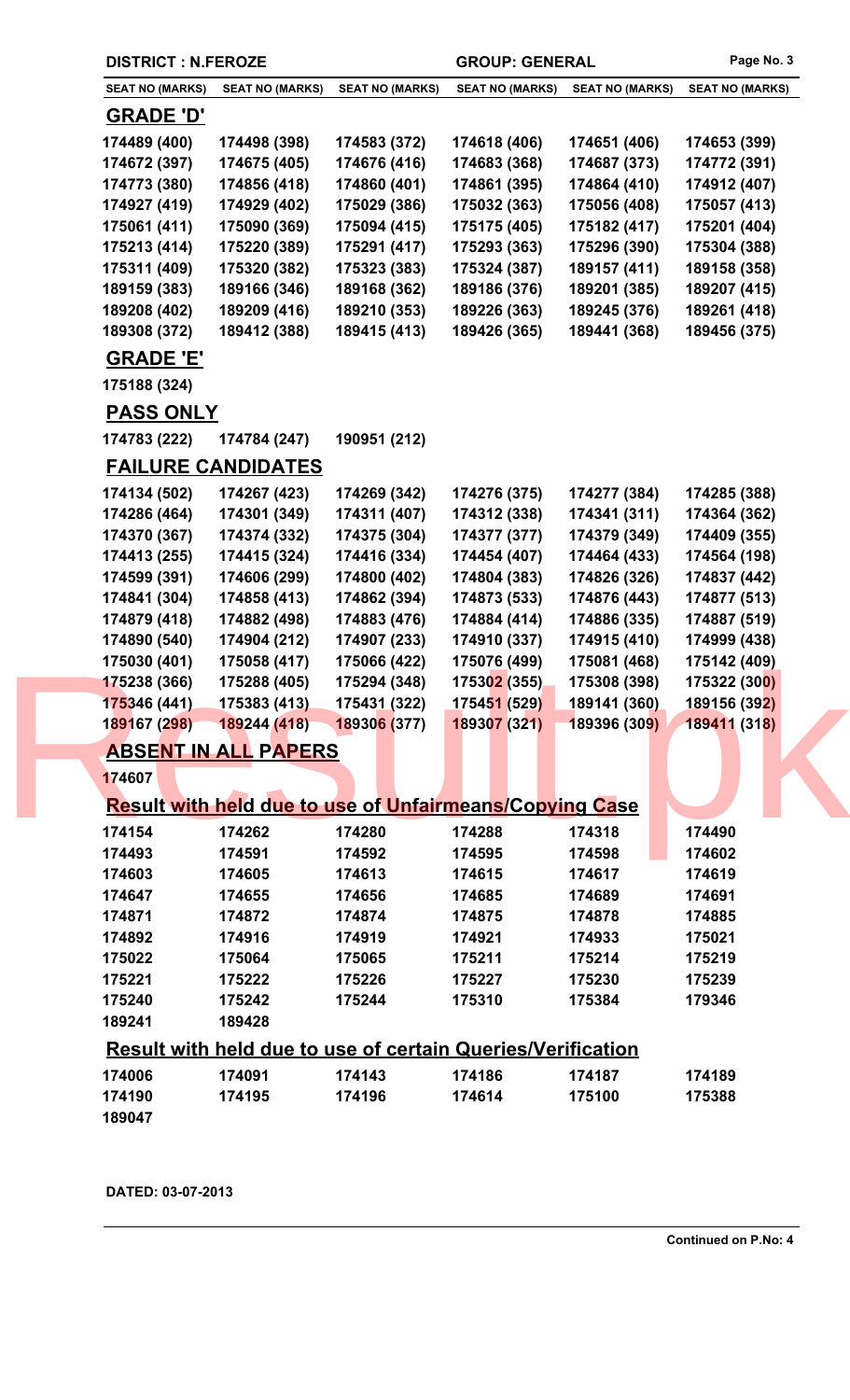DISTRICT : N.FEROZE | GROUP: GENERAL

| SEAT NO (MARKS) | SEAT NO (MARKS) | SEAT NO (MARKS) | SEAT NO (MARKS) | SEAT NO (MARKS) | SEAT NO (MARKS) |
|---|---|---|---|---|---|

## GRADE 'D'

| | | | | | |
|---|---|---|---|---|---|
| 174489 (400) | 174498 (398) | 174583 (372) | 174618 (406) | 174651 (406) | 174653 (399) |
| 174672 (397) | 174675 (405) | 174676 (416) | 174683 (368) | 174687 (373) | 174772 (391) |
| 174773 (380) | 174856 (418) | 174860 (401) | 174861 (395) | 174864 (410) | 174912 (407) |
| 174927 (419) | 174929 (402) | 175029 (386) | 175032 (363) | 175056 (408) | 175057 (413) |
| 175061 (411) | 175090 (369) | 175094 (415) | 175175 (405) | 175182 (417) | 175201 (404) |
| 175213 (414) | 175220 (389) | 175291 (417) | 175293 (363) | 175296 (390) | 175304 (388) |
| 175311 (409) | 175320 (382) | 175323 (383) | 175324 (387) | 189157 (411) | 189158 (358) |
| 189159 (383) | 189166 (346) | 189168 (362) | 189186 (376) | 189201 (385) | 189207 (415) |
| 189208 (402) | 189209 (416) | 189210 (353) | 189226 (363) | 189245 (376) | 189261 (418) |
| 189308 (372) | 189412 (388) | 189415 (413) | 189426 (365) | 189441 (368) | 189456 (375) |

## GRADE 'E'

175188 (324)

## PASS ONLY

174783 (222) 174784 (247) 190951 (212)

## FAILURE CANDIDATES

| | | | | | |
|---|---|---|---|---|---|
| 174134 (502) | 174267 (423) | 174269 (342) | 174276 (375) | 174277 (384) | 174285 (388) |
| 174286 (464) | 174301 (349) | 174311 (407) | 174312 (338) | 174341 (311) | 174364 (362) |
| 174370 (367) | 174374 (332) | 174375 (304) | 174377 (377) | 174379 (349) | 174409 (355) |
| 174413 (255) | 174415 (324) | 174416 (334) | 174454 (407) | 174464 (433) | 174564 (198) |
| 174599 (391) | 174606 (299) | 174800 (402) | 174804 (383) | 174826 (326) | 174837 (442) |
| 174841 (304) | 174858 (413) | 174862 (394) | 174873 (533) | 174876 (443) | 174877 (513) |
| 174879 (418) | 174882 (498) | 174883 (476) | 174884 (414) | 174886 (335) | 174887 (519) |
| 174890 (540) | 174904 (212) | 174907 (233) | 174910 (337) | 174915 (410) | 174999 (438) |
| 175030 (401) | 175058 (417) | 175066 (422) | 175076 (499) | 175081 (468) | 175142 (409) |
| 175238 (366) | 175288 (405) | 175294 (348) | 175302 (355) | 175308 (398) | 175322 (300) |
| 175346 (441) | 175383 (413) | 175431 (322) | 175451 (529) | 189141 (360) | 189156 (392) |
| 189167 (298) | 189244 (418) | 189306 (377) | 189307 (321) | 189396 (309) | 189411 (318) |

## ABSENT IN ALL PAPERS

174607

## Result with held due to use of Unfairmeans/Copying Case

| | | | | | |
|---|---|---|---|---|---|
| 174154 | 174262 | 174280 | 174288 | 174318 | 174490 |
| 174493 | 174591 | 174592 | 174595 | 174598 | 174602 |
| 174603 | 174605 | 174613 | 174615 | 174617 | 174619 |
| 174647 | 174655 | 174656 | 174685 | 174689 | 174691 |
| 174871 | 174872 | 174874 | 174875 | 174878 | 174885 |
| 174892 | 174916 | 174919 | 174921 | 174933 | 175021 |
| 175022 | 175064 | 175065 | 175211 | 175214 | 175219 |
| 175221 | 175222 | 175226 | 175227 | 175230 | 175239 |
| 175240 | 175242 | 175244 | 175310 | 175384 | 179346 |
| 189241 | 189428 | | | | |

## Result with held due to use of certain Queries/Verification

| | | | | | |
|---|---|---|---|---|---|
| 174006 | 174091 | 174143 | 174186 | 174187 | 174189 |
| 174190 | 174195 | 174196 | 174614 | 175100 | 175388 |
| 189047 | | | | | |

DATED: 03-07-2013

Continued on P.No: 4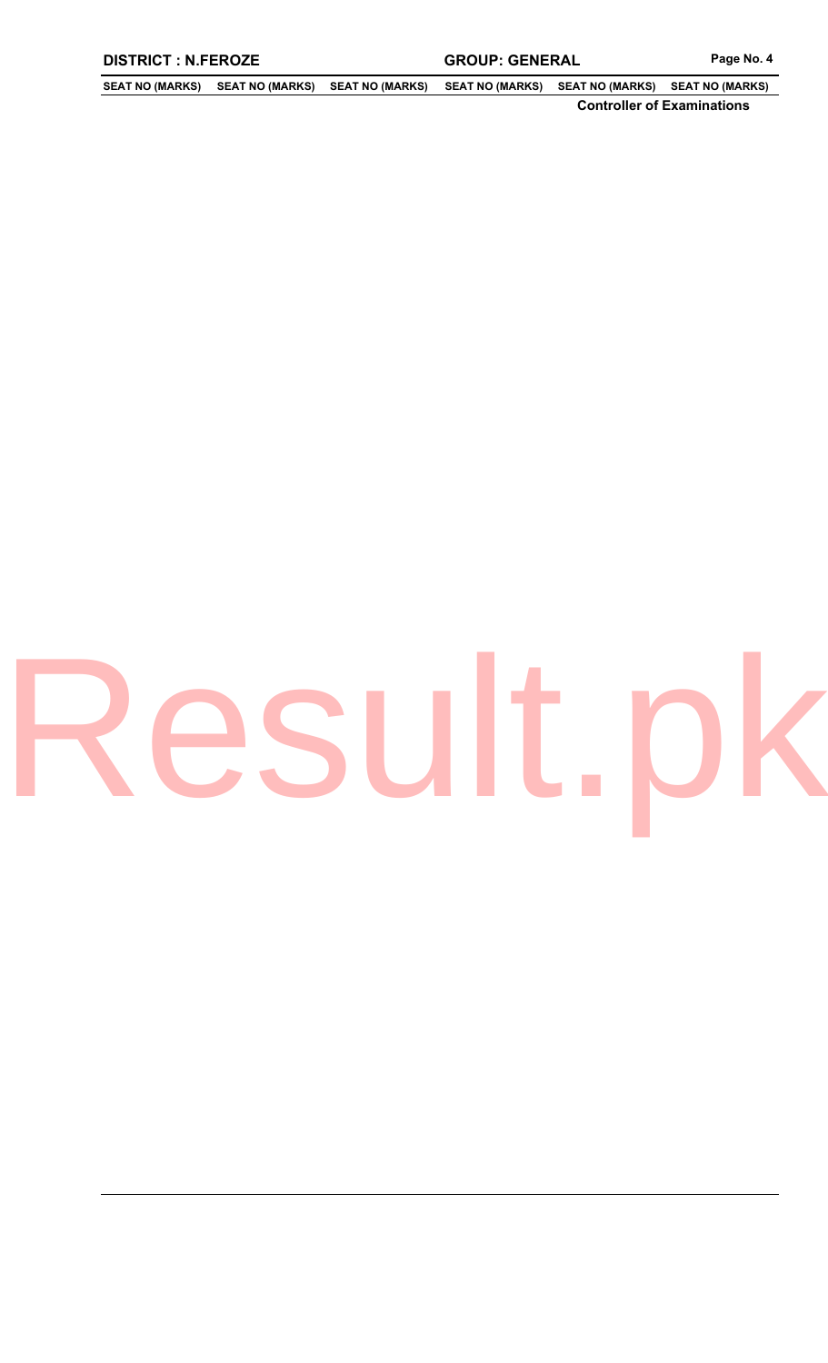| SEAT NO (MARKS) | SEAT NO (MARKS) | SEAT NO (MARKS) | SEAT NO (MARKS) | SEAT NO (MARKS) | SEAT NO (MARKS) |
|---|---|---|---|---|---|

**Controller of Examinations**